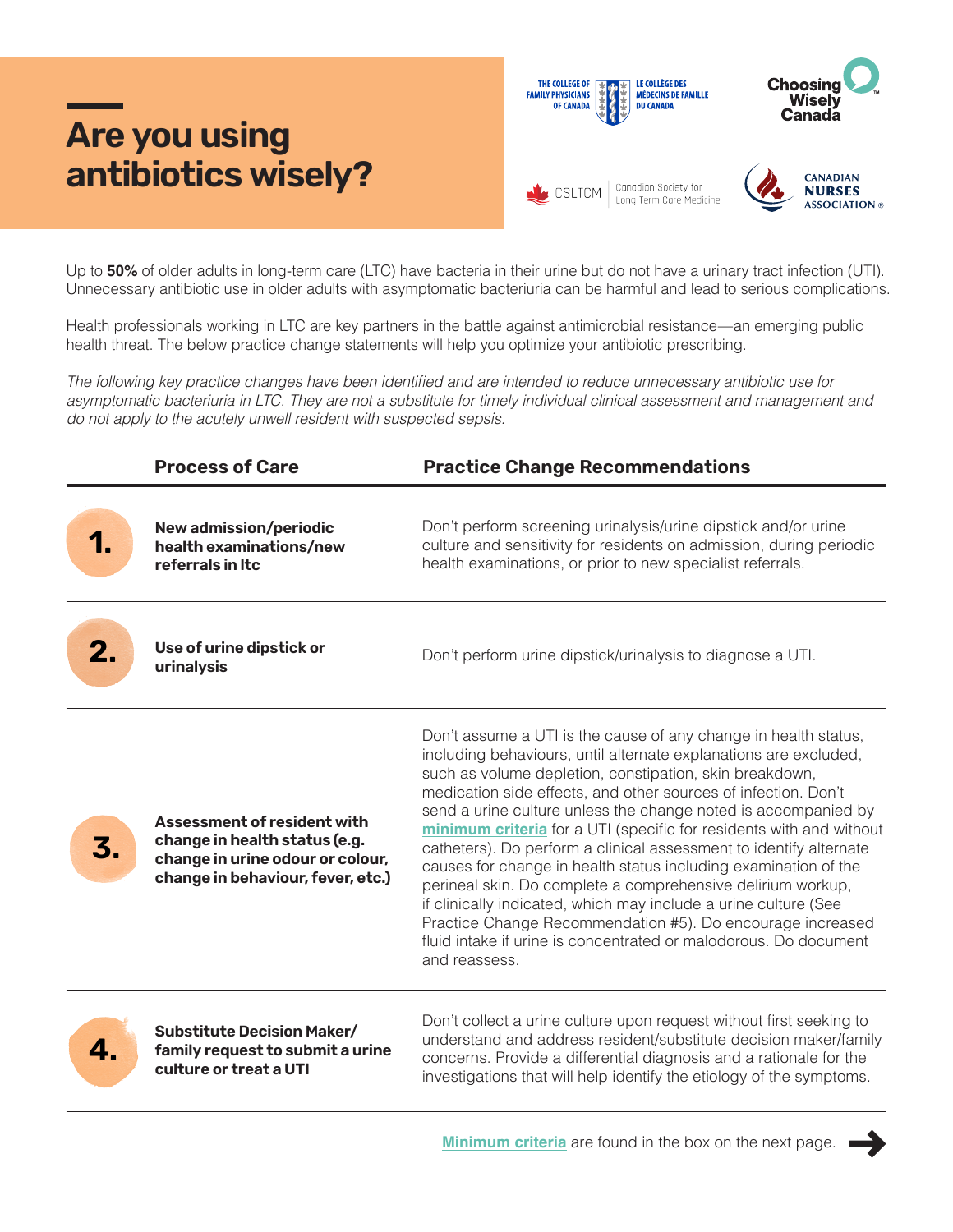# Are you using antibiotics wisely?

THE COLLEGE OF FAMILY PHYSICIANS OF CANADA | LE COLLÈGE DES MÉDECINS DE FAMILLE DU CANADA

Choosing Wisely Canada

CSLTCM Canadian Society for Long-Term Care Medicine

CANADIAN NURSES ASSOCIATION

Up to **50%** of older adults in long-term care (LTC) have bacteria in their urine but do not have a urinary tract infection (UTI). Unnecessary antibiotic use in older adults with asymptomatic bacteriuria can be harmful and lead to serious complications.

Health professionals working in LTC are key partners in the battle against antimicrobial resistance—an emerging public health threat. The below practice change statements will help you optimize your antibiotic prescribing.

*The following key practice changes have been identified and are intended to reduce unnecessary antibiotic use for asymptomatic bacteriuria in LTC. They are not a substitute for timely individual clinical assessment and management and do not apply to the acutely unwell resident with suspected sepsis.*

| | Process of Care | Practice Change Recommendations |
|---|---|---|
| **1.** | **New admission/periodic health examinations/new referrals in ltc** | Don't perform screening urinalysis/urine dipstick and/or urine culture and sensitivity for residents on admission, during periodic health examinations, or prior to new specialist referrals. |
| **2.** | **Use of urine dipstick or urinalysis** | Don't perform urine dipstick/urinalysis to diagnose a UTI. |
| **3.** | **Assessment of resident with change in health status (e.g. change in urine odour or colour, change in behaviour, fever, etc.)** | Don't assume a UTI is the cause of any change in health status, including behaviours, until alternate explanations are excluded, such as volume depletion, constipation, skin breakdown, medication side effects, and other sources of infection. Don't send a urine culture unless the change noted is accompanied by **minimum criteria** for a UTI (specific for residents with and without catheters). Do perform a clinical assessment to identify alternate causes for change in health status including examination of the perineal skin. Do complete a comprehensive delirium workup, if clinically indicated, which may include a urine culture (See Practice Change Recommendation #5). Do encourage increased fluid intake if urine is concentrated or malodorous. Do document and reassess. |
| **4.** | **Substitute Decision Maker/ family request to submit a urine culture or treat a UTI** | Don't collect a urine culture upon request without first seeking to understand and address resident/substitute decision maker/family concerns. Provide a differential diagnosis and a rationale for the investigations that will help identify the etiology of the symptoms. |

**Minimum criteria** are found in the box on the next page. →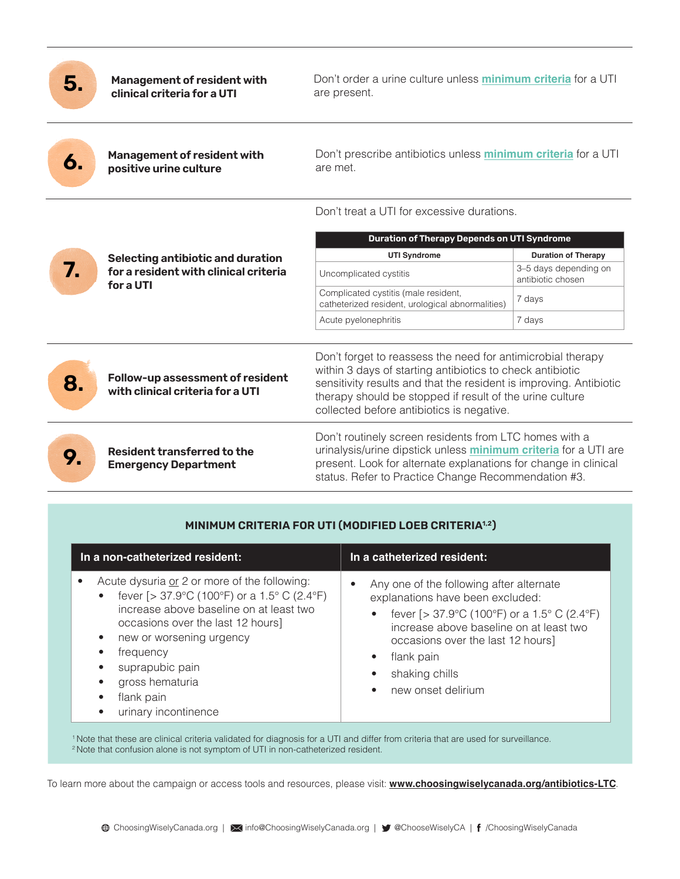| | | |
|---|---|---|
| **5.** | **Management of resident with clinical criteria for a UTI** | Don't order a urine culture unless **minimum criteria** for a UTI are present. |
| **6.** | **Management of resident with positive urine culture** | Don't prescribe antibiotics unless **minimum criteria** for a UTI are met. |
| **7.** | **Selecting antibiotic and duration for a resident with clinical criteria for a UTI** | Don't treat a UTI for excessive durations. (See table below.) |
| **8.** | **Follow-up assessment of resident with clinical criteria for a UTI** | Don't forget to reassess the need for antimicrobial therapy within 3 days of starting antibiotics to check antibiotic sensitivity results and that the resident is improving. Antibiotic therapy should be stopped if result of the urine culture collected before antibiotics is negative. |
| **9.** | **Resident transferred to the Emergency Department** | Don't routinely screen residents from LTC homes with a urinalysis/urine dipstick unless **minimum criteria** for a UTI are present. Look for alternate explanations for change in clinical status. Refer to Practice Change Recommendation #3. |

**Duration of Therapy Depends on UTI Syndrome**

| UTI Syndrome | Duration of Therapy |
|---|---|
| Uncomplicated cystitis | 3–5 days depending on antibiotic chosen |
| Complicated cystitis (male resident, catheterized resident, urological abnormalities) | 7 days |
| Acute pyelonephritis | 7 days |

## MINIMUM CRITERIA FOR UTI (MODIFIED LOEB CRITERIA[1,2])

**In a non-catheterized resident:**

- Acute dysuria or 2 or more of the following:
  - fever [> 37.9°C (100°F) or a 1.5° C (2.4°F) increase above baseline on at least two occasions over the last 12 hours]
  - new or worsening urgency
  - frequency
  - suprapubic pain
  - gross hematuria
  - flank pain
  - urinary incontinence

**In a catheterized resident:**

- Any one of the following after alternate explanations have been excluded:
  - fever [> 37.9°C (100°F) or a 1.5° C (2.4°F) increase above baseline on at least two occasions over the last 12 hours]
  - flank pain
  - shaking chills
  - new onset delirium

[1] Note that these are clinical criteria validated for diagnosis for a UTI and differ from criteria that are used for surveillance.
[2] Note that confusion alone is not symptom of UTI in non-catheterized resident.

To learn more about the campaign or access tools and resources, please visit: **www.choosingwiselycanada.org/antibiotics-LTC**.

ChoosingWiselyCanada.org | info@ChoosingWiselyCanada.org | @ChooseWiselyCA | /ChoosingWiselyCanada